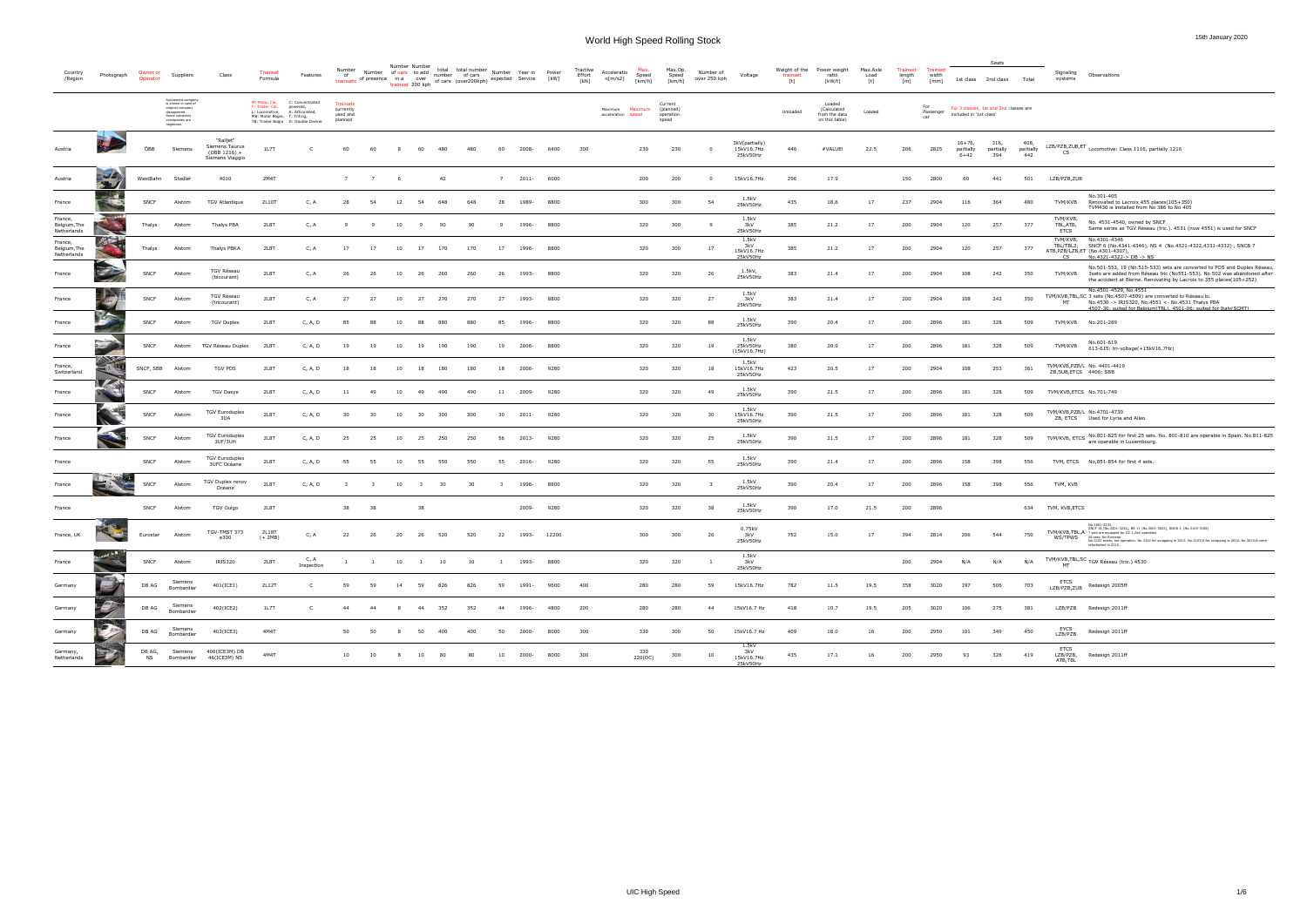# World High Speed Rolling Stock

15th January 2020

| Country /Region | Photograph | Owner or Operator | Suppliers | Class | Trainset Formula | Features | Number of trainsets | Number of presence | Number of cars in a trainset | Number to add over 200 kph | total number of cars | total number of cars (over200kph) | Number expected | Year in Service | Power [kW] | Tractive Effort [kN] | Acceleration [m/s2] | Max. Speed [km/h] | Max.Op. Speed [km/h] | Number of over 250 kph | Voltage | Weight of the trainset [t] | Power weight ratio [kW/t] | Max.Axle Load [t] | Trainset length [m] | Trainset width [mm] | Seats 1st class | 2nd class | Total | Signaling systems | Observations |
|---|---|---|---|---|---|---|---|---|---|---|---|---|---|---|---|---|---|---|---|---|---|---|---|---|---|---|---|---|---|---|---|
| | | | Succeeded company is shown in case of original company disappeared. Some subsidiary companies are neglected. | | M: Motor Car, T: Trailer Car, L: Locomotive, MB: Motor Bogie, TB: Trailer Bogie | C: Concentrated powered, A: Articulated, T: Tilting, D: Double Decker | Trainsets currently used and planned | | | | | | | | | | Maximum acceleration | Maximum speed | Current (planned) operation speed | | | Unloaded | Loaded (Calculated from the data on this table) | Loaded | | For Passenger car | For 3 classes, 1st and 2nd classes are included in '1st class' | | | | |
| Austria | | ÖBB | Siemens | "Railjet" Siemens Taurus (DBB 1216) + Siemens Viaggio | 1L7T | C | 60 | 60 | 8 | 60 | 480 | 480 | 60 | 2008- | 6400 | 300 | | 230 | 230 | 0 | 3kV(partially) 15kV16.7Hz 25kV50Hz | 446 | #VALUE! | 22.5 | 206 | 2825 | 16+76, partially 6+42 | 316, partially 394 | 408, partially 442 | LZB/PZB,ZUB,ET CS | Locomotive: Class 1116, partially 1216 |
| Austria | | WestBahn | Stadler | 4010 | 2M4T | | 7 | 7 | 6 | | 42 | | 7 | 2011- | 6000 | | | 200 | 200 | 0 | 15kV16.7Hz | 296 | 17.9 | | 150 | 2800 | 60 | 441 | 501 | LZB/PZB,ZUB | |
| France | | SNCF | Alstom | TGV Atlantique | 2L10T | C, A | 28 | 54 | 12 | 54 | 648 | 648 | 28 | 1989- | 8800 | | | 300 | 300 | 54 | 1.5kV 25kV50Hz | 435 | 18.6 | 17 | 237 | 2904 | 116 | 364 | 480 | TVM/KVB | No.301-405 Renovated to Lacroix 455 places(105+350) TVM430 is installed from No 386 to No 405 |
| France, Belgium,The Netherlands | | Thalys | Alstom | Thalys PBA | 2L8T | C, A | 9 | 9 | 10 | 9 | 90 | 90 | 9 | 1996- | 8800 | | | 320 | 300 | 9 | 1.5kV 3kV 25kV50Hz | 385 | 21.2 | 17 | 200 | 2904 | 120 | 257 | 377 | TVM/KVB, TBL,ATB, ETCS | No. 4531-4540, owned by SNCF Same series as TGV Réseau (tric.). 4531 (now 4551) is used for SNCF |
| France, Belgium,The Netherlands | | Thalys | Alstom | Thalys PBKA | 2L8T | C, A | 17 | 17 | 10 | 17 | 170 | 170 | 17 | 1996- | 8800 | | | 320 | 300 | 17 | 1.5kV 3kV 15kV16.7Hz 25kV50Hz | 385 | 21.2 | 17 | 200 | 2904 | 120 | 257 | 377 | TVM/KVB, TBL/TBL2, ATB,PZB/LZB,ET CS | No.4301-4346 SNCF 6 (No.4341-4346), NS 4 (No.4321-4322,4331-4332) , SNCB 7 (No.4301-4307), No.4321-4322-> DB -> NS |
| France | | SNCF | Alstom | TGV Réseau (bicourant) | 2L8T | C, A | 26 | 26 | 10 | 26 | 260 | 260 | 26 | 1993- | 8800 | | | 320 | 320 | 26 | 1.5kV, 25kV50Hz | 383 | 21.4 | 17 | 200 | 2904 | 108 | 242 | 350 | TVM/KVB | No.501-553, 19 (No.515-533) sets are converted to POS and Duplex Réseau, 3sets are added from Réseau tric (No551-553). No 502 was abandoned after the accident at Bierne. Renovating by Lacroix to 355 places(105+252) |
| France | | SNCF | Alstom | TGV Réseau (tricourant) | 2L8T | C, A | 27 | 27 | 10 | 27 | 270 | 270 | 27 | 1993- | 8800 | | | 320 | 320 | 27 | 1.5kV 3kV 25kV50Hz | 383 | 21.4 | 17 | 200 | 2904 | 108 | 242 | 350 | TVM/KVB,TBL,SC MT | No.4501-4529, No.4551 3 sets (No.4507-4509) are converted to Réseau bi. No.4530 -> IRIS320, No.4551 <- No.4531 Thalys PBA 4507-30: suited for Belgium(TBL), 4501-06: suited for Italy(SCMT) |
| France | | SNCF | Alstom | TGV Duplex | 2L8T | C, A, D | 85 | 88 | 10 | 88 | 880 | 880 | 85 | 1996- | 8800 | | | 320 | 320 | 88 | 1.5kV 25kV50Hz | 390 | 20.4 | 17 | 200 | 2896 | 181 | 328 | 509 | TVM/KVB | No.201-289 |
| France | | SNCF | Alstom | TGV Réseau Duplex | 2L8T | C, A, D | 19 | 19 | 10 | 19 | 190 | 190 | 19 | 2006- | 8800 | | | 320 | 320 | 19 | 1.5kV 25kV50Hz (15kV16.7Hz) | 380 | 20.9 | 17 | 200 | 2896 | 181 | 328 | 509 | TVM/KVB | No.601-619 613-615: tri-voltage(+15kV16.7Hz) |
| France, Switzerland | | SNCF, SBB | Alstom | TGV POS | 2L8T | C, A | 18 | 18 | 10 | 18 | 180 | 180 | 18 | 2006- | 9280 | | | 320 | 320 | 18 | 1.5kV 15kV16.7Hz 25kV50Hz | 423 | 20.5 | 17 | 200 | 2904 | 108 | 253 | 361 | TVM/KVB,PZB/L ZB,SUB,ETCS | No. 4401-4419 4406: SBB |
| France | | SNCF | Alstom | TGV Dasye | 2L8T | C, A, D | 11 | 49 | 10 | 49 | 490 | 490 | 11 | 2009- | 9280 | | | 320 | 320 | 49 | 1.5kV 25kV50Hz | 390 | 21.5 | 17 | 200 | 2896 | 181 | 328 | 509 | TVM/KVB,ETCS | No.701-749 |
| France | | SNCF | Alstom | TGV Euroduplex 3UA | 2L8T | C, A, D | 30 | 30 | 10 | 30 | 300 | 300 | 30 | 2011- | 9280 | | | 320 | 320 | 30 | 1.5kV 15kV16.7Hz 25kV50Hz | 390 | 21.5 | 17 | 200 | 2896 | 181 | 328 | 509 | TVM/KVB,PZB/L ZB, ETCS | No.4701-4730 Used for Lyria and Alleo |
| France | | SNCF | Alstom | TGV Euroduplex 3UF/3UH | 2L8T | C, A, D | 25 | 25 | 10 | 25 | 250 | 250 | 56 | 2013- | 9280 | | | 320 | 320 | 25 | 1.5kV 25kV50Hz | 390 | 21.5 | 17 | 200 | 2896 | 181 | 328 | 509 | TVM/KVB, ETCS | No.801-825 for first 25 sets. No. 801-810 are operable in Spain. No.811-825 are operable in Luxembourg. |
| France | | SNCF | Alstom | TGV Euroduplex 3UFC Océane | 2L8T | C, A, D | 55 | 55 | 10 | 55 | 550 | 550 | 55 | 2016- | 9280 | | | 320 | 320 | 55 | 1.5kV 25kV50Hz | 390 | 21.4 | 17 | 200 | 2896 | 158 | 398 | 556 | TVM, ETCS | No,851-854 for first 4 sets. |
| France | | SNCF | Alstom | TGV Duplex renov Océane | 2L8T | C, A, D | 3 | 3 | 10 | 3 | 30 | 30 | 3 | 1996- | 8800 | | | 320 | 320 | 3 | 1.5kV 25kV50Hz | 390 | 20.4 | 17 | 200 | 2896 | 158 | 398 | 556 | TVM, KVB | |
| France | | SNCF | Alstom | TGV Ouigo | 2L8T | | 38 | 38 | | 38 | | | | 2009- | 9280 | | | 320 | 320 | 38 | 1.5kV 25kV50Hz | 390 | 17.0 | 21.5 | 200 | 2896 | | | 634 | TVM, KVB,ETCS | |
| France, UK | | Eurostar | Alstom | TGV-TMST 373 e300 | 2L18T (+ 2MB) | C, A | 22 | 26 | 20 | 26 | 520 | 520 | 22 | 1993- | 12200 | | | 300 | 300 | 26 | 0.75kV 3kV 25kV50Hz | 752 | 15.0 | 17 | 394 | 2814 | 206 | 544 | 750 | TVM/KVB,TBL,A WS/TPWS | No.3001-3232 SNCF 16 (No.3201-3232), BR 11 (No.3001-3022), SNCB 3 (No.3101-3108) 7 sets are equipped for DC 1.5kV operation. 26 sets for Eurostar. No.3101 series, set operation. No.3102 for scrapping in 2015, No.3103/4 for scrapping in 2016. No.3015/6 were refurbished in 2015. |
| France | | SNCF | Alstom | IRIS320 | 2L8T | C, A Inspection | 1 | 1 | 10 | 1 | 10 | 10 | 1 | 1993- | 8800 | | | 320 | 320 | 1 | 1.5kV 3kV 25kV50Hz | | | | 200 | 2904 | N/A | N/A | N/A | TVM/KVB,TBL,SC MT | TGV Réseau (tric.) 4530 |
| Germany | | DB AG | Siemens Bombardier | 401(ICE1) | 2L12T | C | 59 | 59 | 14 | 59 | 826 | 826 | 59 | 1991- | 9600 | 400 | | 280 | 280 | 59 | 15kV16.7Hz | 782 | 11.5 | 19.5 | 358 | 3020 | 197 | 506 | 703 | ETCS LZB/PZB,ZUB | Redesign 2005ff |
| Germany | | DB AG | Siemens Bombardier | 402(ICE2) | 1L7T | C | 44 | 44 | 8 | 44 | 352 | 352 | 44 | 1996- | 4800 | 200 | | 280 | 280 | 44 | 15kV16.7 Hz | 418 | 10.7 | 19.5 | 205 | 3020 | 106 | 275 | 381 | LZB/PZB | Redesign 2011ff |
| Germany | | DB AG | Siemens Bombardier | 403(ICE3) | 4M4T | | 50 | 50 | 8 | 50 | 400 | 400 | 50 | 2000- | 8000 | 300 | | 330 | 300 | 50 | 15kV16.7 Hz | 409 | 18.0 | 16 | 200 | 2950 | 101 | 349 | 450 | EYCS LZB/PZB | Redesign 2011ff |
| Germany, Netherlands | | DB AG, NS | Siemens Bombardier | 406(ICE3M) DB 46(ICE3M) NS | 4M4T | | 10 | 10 | 8 | 10 | 80 | 80 | 10 | 2000- | 8000 | 300 | | 330 220(DC) | 300 | 10 | 1.5kV 3kV 15kV16.7Hz 25kV50Hz | 435 | 17.1 | 16 | 200 | 2950 | 93 | 326 | 419 | ETCS LZB/PZB, ATB,TBL | Redesign 2011ff |

UIC High Speed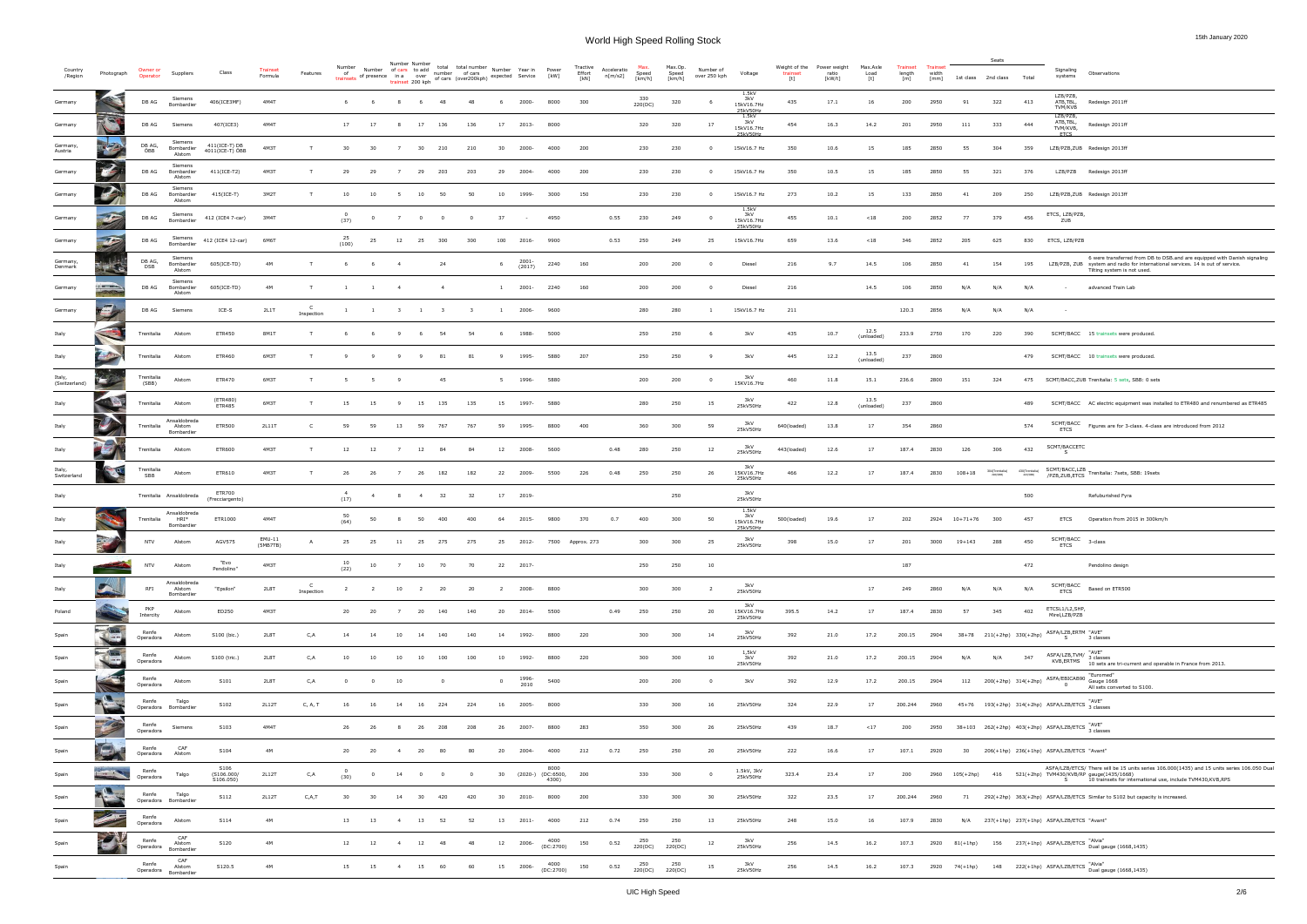# World High Speed Rolling Stock

15th January 2020

| Country /Region | Photograph | Owner or Operator | Suppliers | Class | Trainset Formula | Features | Number of trainsets | Number of presence | Number of cars in a trainset | Number to add over 200 kph | total number of cars | total number of cars (over200kph) | Number expected | Year in Service | Power [kW] | Tractive Effort [kN] | Acceleratio n[m/s2] | Max. Speed [km/h] | Max.Op. Speed [km/h] | Number of over 250 kph | Voltage | Weight of the trainset [t] | Power weight ratio [kW/t] | Max.Axle Load [t] | Trainset length [m] | Trainset width [mm] | Seats 1st class | Seats 2nd class | Seats Total | Signaling systems | Observations |
|---|---|---|---|---|---|---|---|---|---|---|---|---|---|---|---|---|---|---|---|---|---|---|---|---|---|---|---|---|---|---|---|
| Germany | | DB AG | Siemens Bombardier | 406(ICE3MF) | 4M4T | | 6 | 6 | 8 | 6 | 48 | 48 | 6 | 2000- | 8000 | 300 | | 330 220(DC) | 320 | 6 | 1.5kV 3kV 15kV16.7Hz 25kV50Hz | 435 | 17.1 | 16 | 200 | 2950 | 91 | 322 | 413 | LZB/PZB, ATB,TBL, TVM/KVB | Redesign 2011ff |
| Germany | | DB AG | Siemens | 407(ICE3) | 4M4T | | 17 | 17 | 8 | 17 | 136 | 136 | 17 | 2013- | 8000 | | | 320 | 320 | 17 | 1.5kV 3kV 15kV16.7Hz 25kV50Hz | 454 | 16.3 | 14.2 | 201 | 2950 | 111 | 333 | 444 | LZB/PZB, ATB,TBL, TVM/KVB, ETCS | Redesign 2011ff |
| Germany, Austria | | DB AG, ÖBB | Siemens Bombardier Alstom | 411(ICE-T) DB 4011(ICE-T) ÖBB | 4M3T | T | 30 | 30 | 7 | 30 | 210 | 210 | 30 | 2000- | 4000 | 200 | | 230 | 230 | 0 | 15kV16.7 Hz | 350 | 10.6 | 15 | 185 | 2850 | 55 | 304 | 359 | LZB/PZB,ZUB | Redesign 2013ff |
| Germany | | DB AG | Siemens Bombardier Alstom | 411(ICE-T2) | 4M3T | T | 29 | 29 | 7 | 29 | 203 | 203 | 29 | 2004- | 4000 | 200 | | 230 | 230 | 0 | 15kV16.7 Hz | 350 | 10.5 | 15 | 185 | 2850 | 55 | 321 | 376 | LZB/PZB | Redesign 2013ff |
| Germany | | DB AG | Siemens Bombardier Alstom | 415(ICE-T) | 3M2T | T | 10 | 10 | 5 | 10 | 50 | 50 | 10 | 1999- | 3000 | 150 | | 230 | 230 | 0 | 15kV16.7 Hz | 273 | 10.2 | 15 | 133 | 2850 | 41 | 209 | 250 | LZB/PZB,ZUB | Redesign 2013ff |
| Germany | | DB AG | Siemens Bombardier | 412 (ICE4 7-car) | 3M4T | | 0 (37) | 0 | 7 | 0 | 0 | 0 | 37 | - | 4950 | | 0.55 | 230 | 249 | 0 | 1.5kV 3kV 15kV16.7Hz 25kV50Hz | 455 | 10.1 | <18 | 200 | 2852 | 77 | 379 | 456 | ETCS, LZB/PZB, ZUB | |
| Germany | | DB AG | Siemens Bombardier | 412 (ICE4 12-car) | 6M6T | | 25 (100) | 25 | 12 | 25 | 300 | 300 | 100 | 2016- | 9900 | | 0.53 | 250 | 249 | 25 | 15kV16.7Hz | 659 | 13.6 | <18 | 346 | 2852 | 205 | 625 | 830 | ETCS, LZB/PZB | |
| Germany, Denmark | | DB AG, DSB | Siemens Bombardier Alstom | 605(ICE-TD) | 4M | T | 6 | 6 | 4 | | 24 | | 6 | 2001-(2017) | 2240 | 160 | | 200 | 200 | 0 | Diesel | 216 | 9.7 | 14.5 | 106 | 2850 | 41 | 154 | 195 | LZB/PZB, ZUB | 6 were transferred from DB to DSB.and are equipped with Danish signaling system and radio for international services. 14 is out of service. Tilting system is not used. |
| Germany | | DB AG | Siemens Bombardier Alstom | 605(ICE-TD) | 4M | T | 1 | 1 | 4 | | 4 | | 1 | 2001- | 2240 | 160 | | 200 | 200 | 0 | Diesel | 216 | | 14.5 | 106 | 2850 | N/A | N/A | N/A | - | advanced Train Lab |
| Germany | | DB AG | Siemens | ICE-S | 2L1T | C Inspection | 1 | 1 | 3 | 1 | 3 | 3 | 1 | 2006- | 9600 | | | 280 | 280 | 1 | 15kV16.7 Hz | 211 | | | 120.3 | 2856 | N/A | N/A | N/A | - | |
| Italy | | Trenitalia | Alstom | ETR450 | 8M1T | T | 6 | 6 | 9 | 6 | 54 | 54 | 6 | 1988- | 5000 | | | 250 | 250 | 6 | 3kV | 435 | 10.7 | 12.5 (unloaded) | 233.9 | 2750 | 170 | 220 | 390 | SCMT/BACC | 15 trainsets were produced. |
| Italy | | Trenitalia | Alstom | ETR460 | 6M3T | T | 9 | 9 | 9 | 9 | 81 | 81 | 9 | 1995- | 5880 | 207 | | 250 | 250 | 9 | 3kV | 445 | 12.2 | 13.5 (unloaded) | 237 | 2800 | | | 479 | SCMT/BACC | 10 trainsets were produced. |
| Italy, (Switzerland) | | Trenitalia (SBB) | Alstom | ETR470 | 6M3T | T | 5 | 5 | 9 | | 45 | | 5 | 1996- | 5880 | | | 200 | 200 | 0 | 3kV 15kV16.7Hz | 460 | 11.8 | 15.1 | 236.6 | 2800 | 151 | 324 | 475 | SCMT/BACC,ZUB | Trenitalia: 5 sets, SBB: 0 sets |
| Italy | | Trenitalia | Alstom | (ETR480) ETR485 | 6M3T | T | 15 | 15 | 9 | 15 | 135 | 135 | 15 | 1997- | 5880 | | | 280 | 250 | 15 | 3kV 25kV50Hz | 422 | 12.8 | 13.5 (unloaded) | 237 | 2800 | | | 489 | SCMT/BACC | AC electric equipment was installed to ETR480 and renumbered as ETR485 |
| Italy | | Trenitalia | Ansaldobreda Alstom Bombardier | ETR500 | 2L11T | C | 59 | 59 | 13 | 59 | 767 | 767 | 59 | 1995- | 8800 | 400 | | 360 | 300 | 59 | 3kV 25kV50Hz | 640(loaded) | 13.8 | 17 | 354 | 2860 | | | 574 | SCMT/BACC ETCS | Figures are for 3-class. 4-class are introduced from 2012 |
| Italy | | Trenitalia | Alstom | ETR600 | 4M3T | T | 12 | 12 | 7 | 12 | 84 | 84 | 12 | 2008- | 5600 | | 0.48 | 280 | 250 | 12 | 3kV 25kV50Hz | 443(loaded) | 12.6 | 17 | 187.4 | 2830 | 126 | 306 | 432 | SCMT/BACCETCS | |
| Italy, Switzerland | | Trenitalia SBB | Alstom | ETR610 | 4M3T | T | 26 | 26 | 7 | 26 | 182 | 182 | 22 | 2009- | 5500 | 226 | 0.48 | 250 | 250 | 26 | 3kV 15kV16.7Hz 25kV50Hz | 466 | 12.2 | 17 | 187.4 | 2830 | 108+18 | | | SCMT/BACC,LZB /PZB,ZUB,ETCS | Trenitalia: 7sets, SBB: 19sets |
| Italy | | Trenitalia | Ansaldobreda | ETR700 (Frecciargento) | | | 4 (17) | 4 | 8 | 4 | 32 | 32 | 17 | 2019- | | | | | 250 | | 3kV 25kV50Hz | | | | | | | | 500 | | Refuburished Fyra |
| Italy | | Trenitalia | Ansaldobreda HRI* Bombardier | ETR1000 | 4M4T | | 50 (64) | 50 | 8 | 50 | 400 | 400 | 64 | 2015- | 9800 | 370 | 0.7 | 400 | 300 | 50 | 1.5kV 3kV 15kV16.7Hz 25kV50Hz | 500(loaded) | 19.6 | 17 | 202 | 2924 | 10+71+76 | 300 | 457 | ETCS | Operation from 2015 in 300km/h |
| Italy | | NTV | Alstom | AGV575 | EMU-11 (5MB7TB) | A | 25 | 25 | 11 | 25 | 275 | 275 | 25 | 2012- | 7500 | Approx. 273 | | 300 | 300 | 25 | 3kV 25kV50Hz | 398 | 15.0 | 17 | 201 | 3000 | 19+143 | 288 | 450 | SCMT/BACC ETCS | 3-class |
| Italy | | NTV | Alstom | "Evo Pendolino" | 4M3T | | 10 (22) | 10 | 7 | 10 | 70 | 70 | 22 | 2017- | | | | 250 | 250 | 10 | | | | | 187 | | | | 472 | | Pendolino design |
| Italy | | RFI | Ansaldobreda Alstom Bombardier | "Epsilon" | 2L8T | C Inspection | 2 | 2 | 10 | 2 | 20 | 20 | 2 | 2008- | 8800 | | | 300 | 300 | 2 | 3kV 25kV50Hz | | | 17 | 249 | 2860 | N/A | N/A | N/A | SCMT/BACC ETCS | Based on ETR500 |
| Poland | | PKP Intercity | Alstom | ED250 | 4M3T | | 20 | 20 | 7 | 20 | 140 | 140 | 20 | 2014- | 5500 | | 0.49 | 250 | 250 | 20 | 3kV 15kV16.7Hz 25kV50Hz | 395.5 | 14.2 | 17 | 187.4 | 2830 | 57 | 345 | 402 | ETCSL1/L2,SHP, Mire,LZB/PZB | |
| Spain | | Renfe Operadora | Alstom | S100 (bic.) | 2L8T | C,A | 14 | 14 | 10 | 14 | 140 | 140 | 14 | 1992- | 8800 | 220 | | 300 | 300 | 14 | 3kV 25kV50Hz | 392 | 21.0 | 17.2 | 200.15 | 2904 | 38+78 | 211(+2hp) | 330(+2hp) | ASFA/LZB,ERTM S | "AVE" 3 classes |
| Spain | | Renfe Operadora | Alstom | S100 (tric.) | 2L8T | C,A | 10 | 10 | 10 | 10 | 100 | 100 | 10 | 1992- | 8800 | 220 | | 300 | 300 | 10 | 1,5kV 3kV 25kV50Hz | 392 | 21.0 | 17.2 | 200.15 | 2904 | N/A | N/A | 347 | ASFA/LZB,TVM/ KVB,ERTMS | "AVE" 3 classes 10 sets are tri-current and operable in France from 2013. |
| Spain | | Renfe Operadora | Alstom | S101 | 2L8T | C,A | 0 | 0 | 10 | | 0 | | 0 | 1996-2010 | 5400 | | | 200 | 200 | 0 | 3kV | 392 | 12.9 | 17.2 | 200.15 | 2904 | 112 | 200(+2hp) | 314(+2hp) | ASFA/EBICAB90 0 | "Euromed" Gauge 1668 All sets converted to S100. |
| Spain | | Renfe Operadora | Talgo Bombardier | S102 | 2L12T | C, A, T | 16 | 16 | 14 | 16 | 224 | 224 | 16 | 2005- | 8000 | | | 330 | 300 | 16 | 25kV50Hz | 324 | 22.9 | 17 | 200.244 | 2960 | 45+76 | 193(+2hp) | 314(+2hp) | ASFA/LZB/ETCS | "AVE" 3 classes |
| Spain | | Renfe Operadora | Siemens | S103 | 4M4T | | 26 | 26 | 8 | 26 | 208 | 208 | 26 | 2007- | 8800 | 283 | | 350 | 300 | 26 | 25kV50Hz | 439 | 18.7 | <17 | 200 | 2950 | 38+103 | 262(+2hp) | 403(+2hp) | ASFA/LZB/ETCS | "AVE" 3 classes |
| Spain | | Renfe Operadora | CAF Alstom | S104 | 4M | | 20 | 20 | 4 | 20 | 80 | 80 | 20 | 2004- | 4000 | 212 | 0.72 | 250 | 250 | 20 | 25kV50Hz | 222 | 16.6 | 17 | 107.1 | 2920 | 30 | 206(+1hp) | 236(+1hp) | ASFA/LZB/ETCS | "Avant" |
| Spain | | Renfe Operadora | Talgo | S106 (S106.000/ S106.050) | 2L12T | C,A | 0 (30) | 0 | 14 | 0 | 0 | 0 | 30 | (2020-) | 8000 (DC:6500, 4300) | 200 | | 330 | 300 | 0 | 1.5kV, 3kV 25kV50Hz | 323.4 | 23.4 | 17 | 200 | 2960 | 105(+2hp) | 416 | 521(+2hp) | ASFA/LZB/ETCS/ TVM430/KVB/RP S | There will be 15 units series 106.000(1435) and 15 units series 106.050 Dual gauge(1435/1668) 10 trainsets for international use, include TVM430,KVB,RPS |
| Spain | | Renfe Operadora | Talgo Bombardier | S112 | 2L12T | C,A,T | 30 | 30 | 14 | 30 | 420 | 420 | 30 | 2010- | 8000 | 200 | | 330 | 300 | 30 | 25kV50Hz | 322 | 23.5 | 17 | 200.244 | 2960 | 71 | 292(+2hp) | 363(+2hp) | ASFA/LZB/ETCS | Similar to S102 but capacity is increased. |
| Spain | | Renfe Operadora | Alstom | S114 | 4M | | 13 | 13 | 4 | 13 | 52 | 52 | 13 | 2011- | 4000 | 212 | 0.74 | 250 | 250 | 13 | 25kV50Hz | 248 | 15.0 | 16 | 107.9 | 2830 | N/A | 237(+1hp) | 237(+1hp) | ASFA/LZB/ETCS | "Avant" |
| Spain | | Renfe Operadora | CAF Alstom Bombardier | S120 | 4M | | 12 | 12 | 4 | 12 | 48 | 48 | 12 | 2006- | 4000 (DC:2700) | 150 | 0.52 | 250 220(DC) | 250 220(DC) | 12 | 3kV 25kV50Hz | 256 | 14.5 | 16.2 | 107.3 | 2920 | 81(+1hp) | 156 | 237(+1hp) | ASFA/LZB/ETCS | "Alvia" Dual gauge (1668,1435) |
| Spain | | Renfe Operadora | CAF Alstom Bombardier | S120.5 | 4M | | 15 | 15 | 4 | 15 | 60 | 60 | 15 | 2006- | 4000 (DC:2700) | 150 | 0.52 | 250 220(DC) | 250 220(DC) | 15 | 3kV 25kV50Hz | 256 | 14.5 | 16.2 | 107.3 | 2920 | 74(+1hp) | 148 | 222(+1hp) | ASFA/LZB/ETCS | "Alvia" Dual gauge (1668,1435) |

UIC High Speed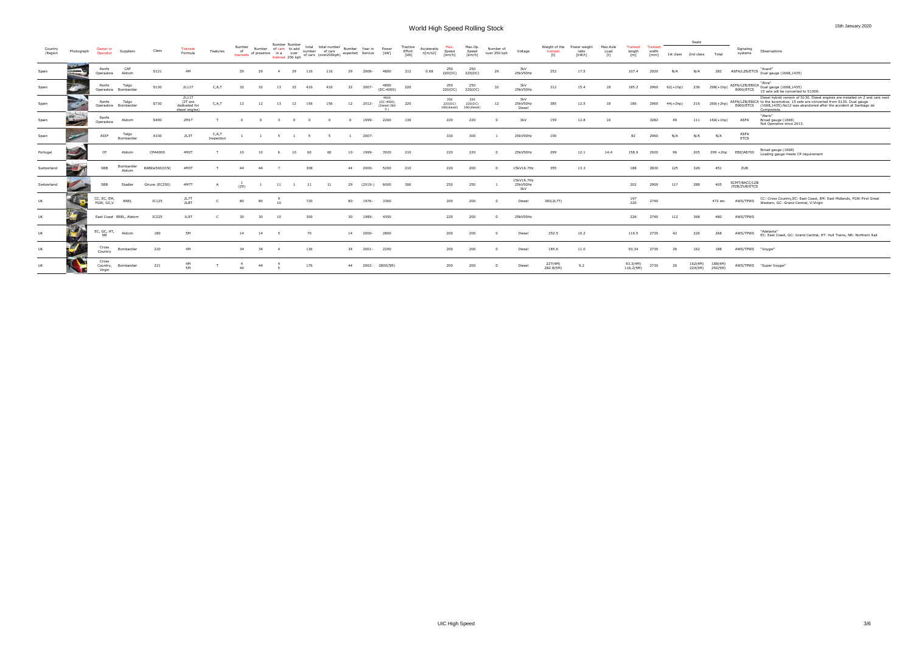# World High Speed Rolling Stock

15th January 2020

| Country /Region | Photograph | Owner or Operator | Suppliers | Class | Trainset Formula | Features | Number of trainsets | Number of presence | Number of cars in a trainset | Number to add over 200 kph | total number of cars | total number of cars (over200kph) | Number expected | Year in Service | Power [kW] | Tractive Effort [kN] | Acceleratio n[m/s2] | Max. Speed [km/h] | Max.Op. Speed [km/h] | Number of over 250 kph | Voltage | Weight of the trainset [t] | Power weight ratio [kW/t] | Max.Axle Load [t] | Trainset length [m] | Trainset width [mm] | Seats 1st class | Seats 2nd class | Seats Total | Signaling systems | Observations |
|---|---|---|---|---|---|---|---|---|---|---|---|---|---|---|---|---|---|---|---|---|---|---|---|---|---|---|---|---|---|---|---|
| Spain | | Renfe Operadora | CAF Alstom | S121 | 4M | | 29 | 29 | 4 | 29 | 116 | 116 | 29 | 2008- | 4800 | 212 | 0.68 | 250 220(DC) | 250 220(DC) | 29 | 3kV 25kV50Hz | 252 | 17.5 | | 107.4 | 2920 | N/A | N/A | 282 | ASFA/LZB/ETCS | "Avant" Dual gauge (1668,1435) |
| Spain | | Renfe Operadora | Talgo Bombardier | S130 | 2L11T | C,A,T | 32 | 32 | 13 | 32 | 416 | 416 | 32 | 2007- | 4800 (DC:4000) | 220 | | 250 220(DC) | 250 220(DC) | 32 | 3kV 25kV50Hz | 312 | 15.4 | 18 | 185.2 | 2960 | 62(+1hp) | 236 | 298(+1hp) | ASFA/LZB/EBICA B900/ETCS | "Alvia" Dual gauge (1668,1435) 15 sets will be converted to S130H. |
| Spain | | Renfe Operadora | Talgo Bombardier | S730 | 2L11T (2T are dedicated for diesel engine) | C,A,T | 12 | 12 | 13 | 12 | 156 | 156 | 12 | 2012- | 4800 (DC:4000) (Diesel:3600) | 220 | | 250 220(DC) 180(diesel) | 250 220(DC) 180(diesel) | 12 | 3kV 25kV50Hz Diesel | 385 | 12.5 | 18 | 186 | 2960 | 44(+2hp) | 216 | 260(+2hp) | ASFA/LZB/EBICA B900/ETCS | Diesel hybrid version of S130. Diesel engines are installed on 2 end cars next to the locomotive. 15 sets are converted from S130. Dual gauge (1668,1435).No12 was abandoned after the accident at Santiago de Compostela. |
| Spain | | Renfe Operadora | Alstom | S490 | 2M1T | T | 0 | 0 | 3 | 0 | 0 | 0 | 0 | 1999- | 2200 | 130 | | 220 | 220 | 0 | 3kV | 159 | 12.8 | 16 | | 3282 | 49 | 111 | 160(+1hp) | ASFA | "Alaris" Broad gauge (1668) Not Operative since 2013. |
| Spain | | ADIF | Talgo Bombardier | A330 | 2L3T | C,A,T Inspection | 1 | 1 | 5 | 1 | 5 | 5 | 1 | 2007- | | | | 330 | 300 | 1 | 25kV50Hz | 190 | | | 82 | 2960 | N/A | N/A | N/A | ASFA ETCS | |
| Portugal | | CP | Alstom | CPA4000 | 4M2T | T | 10 | 10 | 6 | 10 | 60 | 60 | 10 | 1999- | 3920 | 210 | | 220 | 220 | 0 | 25kV50Hz | 299 | 12.1 | 14.4 | 158.9 | 2920 | 96 | 205 | 299 +2hp | EBICAB700 | Broad gauge (1668) Loading gauge meets CP requirement |
| Switzerland | | SBB | Bombardier Alstom | RABDe500(ICN) | 4M3T | T | 44 | 44 | 7 | | 308 | | 44 | 2000- | 5200 | 210 | | 220 | 200 | 0 | 15kV16.7Hz | 355 | 13.3 | | 188 | 2830 | 125 | 326 | 451 | ZUB | |
| Switzerland | | SBB | Stadler | Giruno (EC250) | 4M7T | A | 1 (29) | 1 | 11 | 1 | 11 | 11 | 29 | (2019-) | 6000 | 300 | | 250 | 250 | 1 | 15kV16.7Hz 25kV50Hz 3kV | | | | 202 | 2900 | 117 | 288 | 405 | SCMT/BACC/LZB /PZB/ZUB/ETCS | |
| UK | | CC, EC, EM, FGW, GC,V | BREL | IC125 | 2L7T 2L8T | C | 80 | 80 | 9 10 | | 720 | | 80 | 1976- | 3360 | | | 200 | 200 | 0 | Diesel | 383(2L7T) | | | 197 220 | 2740 | | | 472 etc | AWS/TPWS | CC: Cross Country,EC: East Coast, EM: East Midlands, FGW:First Great Western, GC: Grand Central, V:Virgin |
| UK | | East Coast | BREL, Alstom | IC225 | 1L9T | C | 30 | 30 | 10 | | 300 | | 30 | 1989- | 4350 | | | 225 | 200 | 0 | 25kV50Hz | | | | 226 | 2740 | 112 | 368 | 480 | AWS/TPWS | |
| UK | | EC, GC, HT, NR | Alstom | 180 | 5M | | 14 | 14 | 5 | | 70 | | 14 | 2000- | 2800 | | | 200 | 200 | 0 | Diesel | 252.5 | 10.2 | | 116.5 | 2730 | 42 | 226 | 268 | AWS/TPWS | "Adelante" EC: East Coast, GC: Grand Central, HT: Hull Trains, NR: Northern Rail |
| UK | | Cross Country | Bombardier | 220 | 4M | | 34 | 34 | 4 | | 136 | | 34 | 2001- | 2200 | | | 200 | 200 | 0 | Diesel | 185.6 | 11.0 | | 93.34 | 2730 | 26 | 162 | 188 | AWS/TPWS | "Voyger" |
| UK | | Cross Country, Virgin | Bombardier | 221 | 4M 5M | T | 4 40 | 44 | 4 5 | | 176 | | 44 | 2002- | 2800(5M) | | | 200 | 200 | 0 | Diesel | 227(4M) 282.8(5M) | 9.2 | | 93.3(4M) 116.2(5M) | 2730 | 26 | 162(4M) 224(5M) | 188(4M) 250(5M) | AWS/TPWS | "Super Voyger" |

UIC High Speed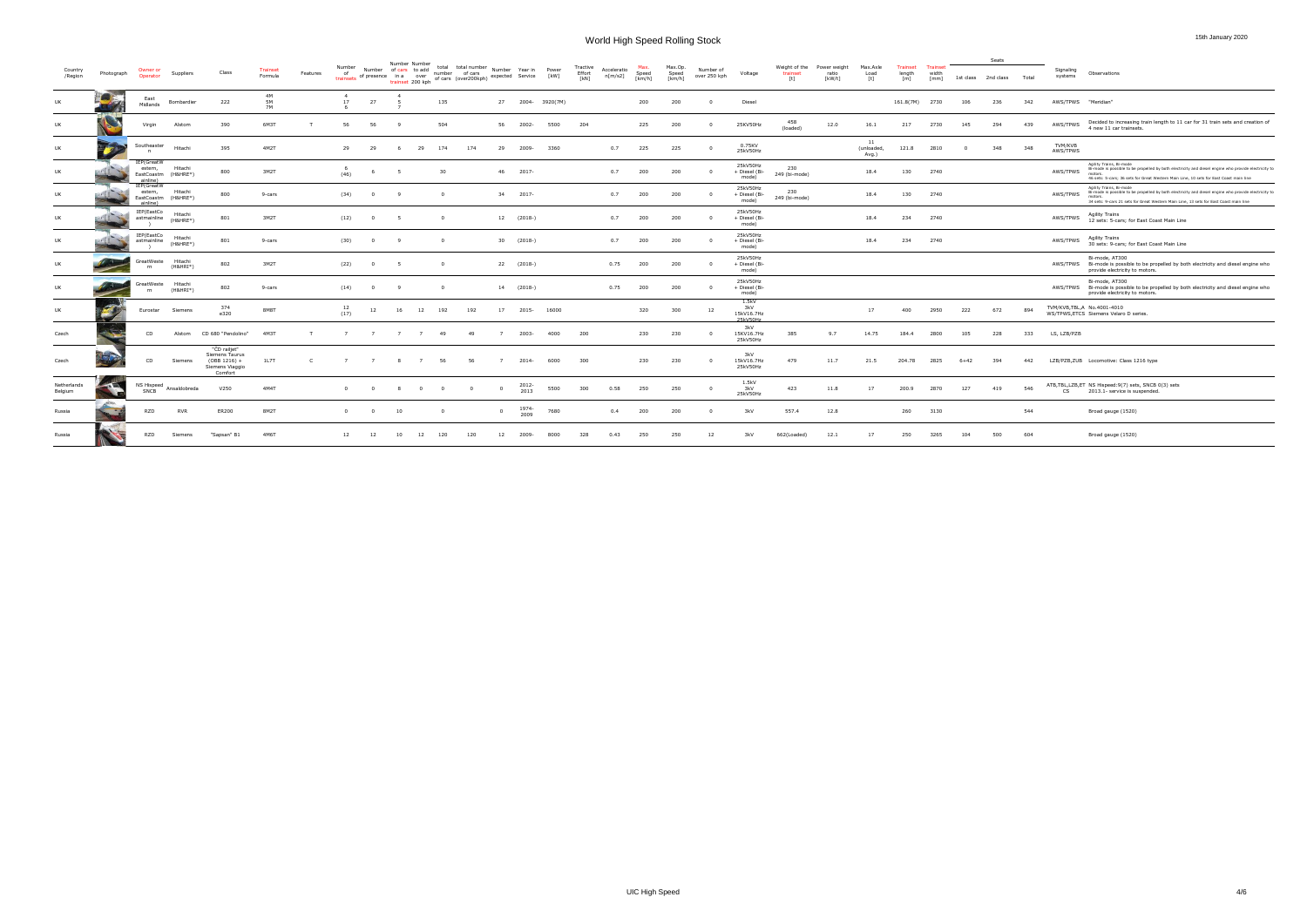# World High Speed Rolling Stock

15th January 2020

| Country /Region | Photograph | Owner or Operator | Suppliers | Class | Trainset Formula | Features | Number of trainsets | Number of presence | Number of cars in a trainset | Number to add over 200 kph | total number of cars | total number of cars (over200kph) | Number expected | Year in Service | Power [kW] | Tractive Effort [kN] | Acceleratio n[m/s2] | Max. Speed [km/h] | Max.Op. Speed [km/h] | Number of over 250 kph | Voltage | Weight of the trainset [t] | Power weight ratio [kW/t] | Max.Axle Load [t] | Trainset length [m] | Trainset width [mm] | Seats 1st class | Seats 2nd class | Seats Total | Signaling systems | Observations |
|---|---|---|---|---|---|---|---|---|---|---|---|---|---|---|---|---|---|---|---|---|---|---|---|---|---|---|---|---|---|---|---|
| UK | | East Midlands | Bombardier | 222 | 4M 5M 7M | | 4 17 6 | 27 | 4 5 7 | | 135 | | 27 | 2004- | 3920(7M) | | | 200 | 200 | 0 | Diesel | | | | 161.8(7M) | 2730 | 106 | 236 | 342 | AWS/TPWS | "Meridian" |
| UK | | Virgin | Alstom | 390 | 6M3T | T | 56 | 56 | 9 | | 504 | | 56 | 2002- | 5500 | 204 | | 225 | 200 | 0 | 25KV50Hz | 458 (loaded) | 12.0 | 16.1 | 217 | 2730 | 145 | 294 | 439 | AWS/TPWS | Decided to increasing train length to 11 car for 31 train sets and creation of 4 new 11 car trainsets. |
| UK | | Southeaster n | Hitachi | 395 | 4M2T | | 29 | 29 | 6 | 29 | 174 | 174 | 29 | 2009- | 3360 | | 0.7 | 225 | 225 | 0 | 0.75KV 25kV50Hz | | | 11 (unloaded, Avg.) | 121.8 | 2810 | 0 | 348 | 348 | TVM/KVB AWS/TPWS | |
| UK | | IEP(GreatW estern, EastCoastm ainline) | Hitachi (H&HRE*) | 800 | 3M2T | | 6 (46) | 6 | 5 | | 30 | | 46 | 2017- | | | 0.7 | 200 | 200 | 0 | 25kV50Hz + Diesel (Bi-mode) | 230 249 (bi-mode) | | 18.4 | 130 | 2740 | | | | AWS/TPWS | Agility Trains, Bi-mode Bi-mode is possible to be propelled by both electricity and diesel engine who provide electricity to motors. 46 sets: 5-cars; 36 sets for Great Western Main Line, 10 sets for East Coast main line |
| UK | | IEP(GreatW estern, EastCoastm ainline) | Hitachi (H&HRE*) | 800 | 9-cars | | (34) | 0 | 9 | | 0 | | 34 | 2017- | | | 0.7 | 200 | 200 | 0 | 25kV50Hz + Diesel (Bi-mode) | 230 249 (bi-mode) | | 18.4 | 130 | 2740 | | | | AWS/TPWS | Agility Trains, Bi-mode Bi-mode is possible to be propelled by both electricity and diesel engine who provide electricity to motors. 34 sets: 9-cars 21 sets for Great Western Main Line, 13 sets for East Coast main line |
| UK | | IEP(EastCo astmainline ) | Hitachi (H&HRE*) | 801 | 3M2T | | (12) | 0 | 5 | | 0 | | 12 | (2018-) | | | 0.7 | 200 | 200 | 0 | 25kV50Hz + Diesel (Bi-mode) | | | 18.4 | 234 | 2740 | | | | AWS/TPWS | Agility Trains 12 sets: 5-cars; for East Coast Main Line |
| UK | | IEP(EastCo astmainline ) | Hitachi (H&HRE*) | 801 | 9-cars | | (30) | 0 | 9 | | 0 | | 30 | (2018-) | | | 0.7 | 200 | 200 | 0 | 25kV50Hz + Diesel (Bi-mode) | | | 18.4 | 234 | 2740 | | | | AWS/TPWS | Agility Trains 30 sets: 9-cars; for East Coast Main Line |
| UK | | GreatWeste rn | Hitachi (H&HRE*) | 802 | 3M2T | | (22) | 0 | 5 | | 0 | | 22 | (2018-) | | | 0.75 | 200 | 200 | 0 | 25kV50Hz + Diesel (Bi-mode) | | | | | | | | | AWS/TPWS | Bi-mode, AT300 Bi-mode is possible to be propelled by both electricity and diesel engine who provide electricity to motors. |
| UK | | GreatWeste rn | Hitachi (H&HRE*) | 802 | 9-cars | | (14) | 0 | 9 | | 0 | | 14 | (2018-) | | | 0.75 | 200 | 200 | 0 | 25kV50Hz + Diesel (Bi-mode) | | | | | | | | | AWS/TPWS | Bi-mode, AT300 Bi-mode is possible to be propelled by both electricity and diesel engine who provide electricity to motors. |
| UK | | Eurostar | Siemens | 374 e320 | 8M8T | | 12 (17) | 12 | 16 | 12 | 192 | 192 | 17 | 2015- | 16000 | | | 320 | 300 | 12 | 1.5kV 3kV 15kV16.7Hz 25kV50Hz | | | 17 | 400 | 2950 | 222 | 672 | 894 | TVM/KVB,TBL,A WS/TPWS,ETCS | No.4001-4010 Siemens Velaro D series. |
| Czech | | CD | Alstom | CD 680 "Pendolino" | 4M3T | T | 7 | 7 | 7 | 7 | 49 | 49 | 7 | 2003- | 4000 | 200 | | 230 | 230 | 0 | 3kV 15KV16.7Hz 25kV50Hz | 385 | 9.7 | 14.75 | 184.4 | 2800 | 105 | 228 | 333 | LS, LZB/PZB | |
| Czech | | CD | Siemens | "ČD railjet" Siemens Taurus (DBB 1216) + Siemens Viaggio Comfort | 1L7T | C | 7 | 7 | 8 | 7 | 56 | 56 | 7 | 2014- | 6000 | 300 | | 230 | 230 | 0 | 3kV 15kV16.7Hz 25kV50Hz | 479 | 11.7 | 21.5 | 204.78 | 2825 | 6+42 | 394 | 442 | LZB/PZB,ZUB | Locomotive: Class 1216 type |
| Netherlands Belgium | | NS Hispeed SNCB | Ansaldobreda | V250 | 4M4T | | 0 | 0 | 8 | 0 | 0 | 0 | 0 | 2012-2013 | 5500 | 300 | 0.58 | 250 | 250 | 0 | 1.5kV 3kV 25kV50Hz | 423 | 11.8 | 17 | 200.9 | 2870 | 127 | 419 | 546 | ATB,TBL,LZB,ET CS | NS Hispeed:9(7) sets, SNCB 0(3) sets 2013.1- service is suspended. |
| Russia | | RZD | RVR | ER200 | 8M2T | | 0 | 0 | 10 | | 0 | | 0 | 1974-2009 | 7680 | | 0.4 | 200 | 200 | 0 | 3kV | 557.4 | 12.8 | | 260 | 3130 | | | 544 | | Broad gauge (1520) |
| Russia | | RZD | Siemens | "Sapsan" B1 | 4M6T | | 12 | 12 | 10 | 12 | 120 | 120 | 12 | 2009- | 8000 | 328 | 0.43 | 250 | 250 | 12 | 3kV | 662(Loaded) | 12.1 | 17 | 250 | 3265 | 104 | 500 | 604 | | Broad gauge (1520) |

UIC High Speed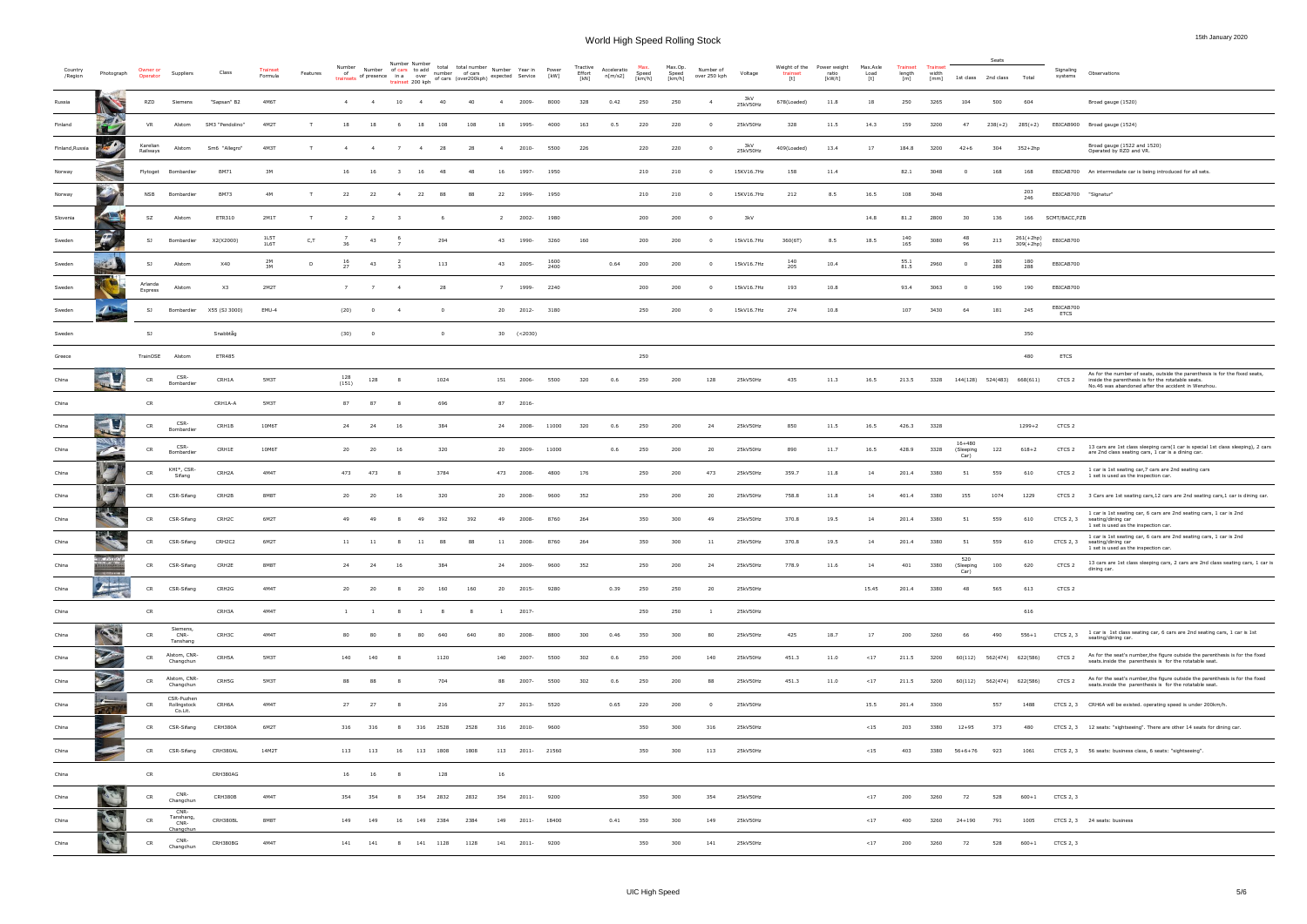# World High Speed Rolling Stock

15th January 2020

| Country /Region | Photograph | Owner or Operator | Suppliers | Class | Trainset Formula | Features | Number of trainsets | Number of presence | Number of cars in a trainset | Number to add over 200 kph | total number of cars | total number of cars (over200kph) | Number expected | Year in Service | Power [kW] | Tractive Effort [kN] | Acceleratio n[m/s2] | Max. Speed [km/h] | Max.Op. Speed [km/h] | Number of over 250 kph | Voltage | Weight of the trainset [t] | Power weight ratio [kW/t] | Max.Axle Load [t] | Trainset length [m] | Trainset width [mm] | Seats 1st class | Seats 2nd class | Seats Total | Signaling systems | Observations |
|---|---|---|---|---|---|---|---|---|---|---|---|---|---|---|---|---|---|---|---|---|---|---|---|---|---|---|---|---|---|---|---|
| Russia | | RZD | Siemens | "Sapsan" B2 | 4M6T | | 4 | 4 | 10 | 4 | 40 | 40 | 4 | 2009- | 8000 | 328 | 0.42 | 250 | 250 | 4 | 3kV 25kV50Hz | 678(Loaded) | 11.8 | 18 | 250 | 3265 | 104 | 500 | 604 | | Broad gauge (1520) |
| Finland | | VR | Alstom | SM3 "Pendolino" | 4M2T | T | 18 | 18 | 6 | 18 | 108 | 108 | 18 | 1995- | 4000 | 163 | 0.5 | 220 | 220 | 0 | 25kV50Hz | 328 | 11.5 | 14.3 | 159 | 3200 | 47 | 238(+2) | 285(+2) | EBICAB900 | Broad gauge (1524) |
| Finland,Russia | | Karelian Railways | Alstom | Sm6 "Allegro" | 4M3T | T | 4 | 4 | 7 | 4 | 28 | 28 | 4 | 2010- | 5500 | 226 | | 220 | 220 | 0 | 3kV 25kV50Hz | 409(Loaded) | 13.4 | 17 | 184.8 | 3200 | 42+6 | 304 | 352+2hp | | Broad gauge (1522 and 1520) Operated by RZD and VR. |
| Norway | | Flytoget | Bombardier | BM71 | 3M | | 16 | 16 | 3 | 16 | 48 | 48 | 16 | 1997- | 1950 | | | 210 | 210 | 0 | 15kV16.7Hz | 158 | 11.4 | | 82.1 | 3048 | 0 | 168 | 168 | EBICAB700 | An intermediate car is being introduced for all sets. |
| Norway | | NSB | Bombardier | BM73 | 4M | T | 22 | 22 | 4 | 22 | 88 | 88 | 22 | 1999- | 1950 | | | 210 | 210 | 0 | 15kV16.7Hz | 212 | 8.5 | 16.5 | 108 | 3048 | | | 203 246 | EBICAB700 | "Signatur" |
| Slovenia | | SZ | Alstom | ETR310 | 2M1T | T | 2 | 2 | 3 | | 6 | | 2 | 2002- | 1980 | | | 200 | 200 | 0 | 3kV | | | 14.8 | 81.2 | 2800 | 30 | 136 | 166 | SCMT/BACC,PZB | |
| Sweden | | SJ | Bombardier | X2(X2000) | 1L5T 1L6T | C,T | 7 36 | 43 | 6 7 | | 294 | | 43 | 1990- | 3260 | 160 | | 200 | 200 | 0 | 15kV16.7Hz | 360(6T) | 8.5 | 18.5 | 140 165 | 3080 | 48 96 | 213 | 261(+2hp) 309(+2hp) | EBICAB700 | |
| Sweden | | SJ | Alstom | X40 | 2M 3M | D | 16 27 | 43 | 2 3 | | 113 | | 43 | 2005- | 1600 2400 | | 0.64 | 200 | 200 | 0 | 15kV16.7Hz | 140 205 | 10.4 | | 55.1 81.5 | 2960 | 0 | 180 288 | 180 288 | EBICAB700 | |
| Sweden | | Arlanda Express | Alstom | X3 | 2M2T | | 7 | 7 | 4 | | 28 | | 7 | 1999- | 2240 | | | 200 | 200 | 0 | 15kV16.7Hz | 193 | 10.8 | | 93.4 | 3063 | 0 | 190 | 190 | EBICAB700 | |
| Sweden | | SJ | Bombardier | X55 (SJ 3000) | EMU-4 | | (20) | 0 | 4 | | 0 | | 20 | 2012- | 3180 | | | 250 | 200 | 0 | 15kV16.7Hz | 274 | 10.8 | | 107 | 3430 | 64 | 181 | 245 | EBICAB700 ETCS | |
| Sweden | | SJ | | Snabbtåg | | | (30) | 0 | | | 0 | | 30 | (<2030) | | | | | | | | | | | | | | | 350 | | |
| Greece | | TrainOSE | Alstom | ETR485 | | | | | | | | | | | | | | 250 | | | | | | | | | | | 480 | ETCS | |
| China | | CR | CSR-Bombardier | CRH1A | 5M3T | | 128 (151) | 128 | 8 | | 1024 | | 151 | 2006- | 5500 | 320 | 0.6 | 250 | 200 | 128 | 25kV50Hz | 435 | 11.3 | 16.5 | 213.5 | 3328 | 144(128) | 524(483) | 668(611) | CTCS 2 | As for the number of seats, outside the parenthesis is for the fixed seats, inside the parenthesis is for the rotatable seats. No.46 was abandoned after the accident in Wenzhou. |
| China | | CR | | CRH1A-A | 5M3T | | 87 | 87 | 8 | | 696 | | 87 | 2016- | | | | | | | | | | | | | | | | | |
| China | | CR | CSR-Bombardier | CRH1B | 10M6T | | 24 | 24 | 16 | | 384 | | 24 | 2008- | 11000 | 320 | 0.6 | 250 | 200 | 24 | 25kV50Hz | 850 | 11.5 | 16.5 | 426.3 | 3328 | | | 1299+2 | CTCS 2 | |
| China | | CR | CSR-Bombardier | CRH1E | 10M6T | | 20 | 20 | 16 | | 320 | | 20 | 2009- | 11000 | | 0.6 | 250 | 200 | 20 | 25kV50Hz | 890 | 11.7 | 16.5 | 428.9 | 3328 | 16+480 (Sleeping Car) | 122 | 618+2 | CTCS 2 | 13 cars are 1st class sleeping cars(1 car is special 1st class sleeping), 2 cars are 2nd class seating cars, 1 car is a dining car. |
| China | | CR | KHI*, CSR-Sifang | CRH2A | 4M4T | | 473 | 473 | 8 | | 3784 | | 473 | 2008- | 4800 | 176 | | 250 | 200 | 473 | 25kV50Hz | 359.7 | 11.8 | 14 | 201.4 | 3380 | 51 | 559 | 610 | CTCS 2 | 1 car is 1st seating car,7 cars are 2nd seating cars 1 set is used as the inspection car. |
| China | | CR | CSR-Sifang | CRH2B | 8M8T | | 20 | 20 | 16 | | 320 | | 20 | 2008- | 9600 | 352 | | 250 | 200 | 20 | 25kV50Hz | 758.8 | 11.8 | 14 | 401.4 | 3380 | 155 | 1074 | 1229 | CTCS 2 | 3 Cars are 1st seating cars,12 cars are 2nd seating cars,1 car is dining car. |
| China | | CR | CSR-Sifang | CRH2C | 6M2T | | 49 | 49 | 8 | 49 | 392 | 392 | 49 | 2008- | 8760 | 264 | | 350 | 300 | 49 | 25kV50Hz | 370.8 | 19.5 | 14 | 201.4 | 3380 | 51 | 559 | 610 | CTCS 2, 3 | 1 car is 1st seating car, 6 cars are 2nd seating cars, 1 car is 2nd seating/dining car 1 set is used as the inspection car. |
| China | | CR | CSR-Sifang | CRH2C2 | 6M2T | | 11 | 11 | 8 | 11 | 88 | 88 | 11 | 2008- | 8760 | 264 | | 350 | 300 | 11 | 25kV50Hz | 370.8 | 19.5 | 14 | 201.4 | 3380 | 51 | 559 | 610 | CTCS 2, 3 | 1 car is 1st seating car, 6 cars are 2nd seating cars, 1 car is 2nd seating/dining car 1 set is used as the inspection car. |
| China | | CR | CSR-Sifang | CRH2E | 8M8T | | 24 | 24 | 16 | | 384 | | 24 | 2009- | 9600 | 352 | | 250 | 200 | 24 | 25kV50Hz | 778.9 | 11.6 | 14 | 401 | 3380 | 520 (Sleeping Car) | 100 | 620 | CTCS 2 | 13 cars are 1st class sleeping cars, 2 cars are 2nd class seating cars, 1 car is dining car. |
| China | | CR | CSR-Sifang | CRH2G | 4M4T | | 20 | 20 | 8 | 20 | 160 | 160 | 20 | 2015- | 9280 | | 0.39 | 250 | 250 | 20 | 25kV50Hz | | | 15.45 | 201.4 | 3380 | 48 | 565 | 613 | CTCS 2 | |
| China | | CR | | CRH3A | 4M4T | | 1 | 1 | 8 | 1 | 8 | 8 | 1 | 2017- | | | | 250 | 250 | 1 | 25kV50Hz | | | | | | | | 616 | | |
| China | | CR | Siemens, CNR-Tangshang | CRH3C | 4M4T | | 80 | 80 | 8 | 80 | 640 | 640 | 80 | 2008- | 8800 | 300 | 0.46 | 350 | 300 | 80 | 25kV50Hz | 425 | 18.7 | 17 | 200 | 3260 | 66 | 490 | 556+1 | CTCS 2, 3 | 1 car is 1st class seating car, 6 cars are 2nd seating cars, 1 car is 1st seating/dining car. |
| China | | CR | Alstom, CNR-Changchun | CRH5A | 5M3T | | 140 | 140 | 8 | | 1120 | | 140 | 2007- | 5500 | 302 | 0.6 | 250 | 200 | 140 | 25kV50Hz | 451.3 | 11.0 | <17 | 211.5 | 3200 | 60(112) | 562(474) | 622(586) | CTCS 2 | As for the seat's number,the figure outside the parenthesis is for the fixed seats.inside the parenthesis is for the rotatable seat. |
| China | | CR | Alstom, CNR-Changchun | CRH5G | 5M3T | | 88 | 88 | 8 | | 704 | | 88 | 2007- | 5500 | 302 | 0.6 | 250 | 200 | 88 | 25kV50Hz | 451.3 | 11.0 | <17 | 211.5 | 3200 | 60(112) | 562(474) | 622(586) | CTCS 2 | As for the seat's number,the figure outside the parenthesis is for the fixed seats.inside the parenthesis is for the rotatable seat. |
| China | | CR | CSR-Puzhen Rollingstock Co.Lt. | CRH6A | 4M4T | | 27 | 27 | 8 | | 216 | | 27 | 2013- | 5520 | | 0.65 | 220 | 200 | 0 | 25kV50Hz | | | 15.5 | 201.4 | 3300 | | 557 | 1488 | CTCS 2, 3 | CRH6A will be existed. operating speed is under 200km/h. |
| China | | CR | CSR-Sifang | CRH380A | 6M2T | | 316 | 316 | 8 | 316 | 2528 | 2528 | 316 | 2010- | 9600 | | | 350 | 300 | 316 | 25kV50Hz | | | <15 | 203 | 3380 | 12+95 | 373 | 480 | CTCS 2, 3 | 12 seats: "sightseeing". There are other 14 seats for dining car. |
| China | | CR | CSR-Sifang | CRH380AL | 14M2T | | 113 | 113 | 16 | 113 | 1808 | 1808 | 113 | 2011- | 21560 | | | 350 | 300 | 113 | 25kV50Hz | | | <15 | 403 | 3380 | 56+6+76 | 923 | 1061 | CTCS 2, 3 | 56 seats: business class, 6 seats: "sightseeing". |
| China | | CR | | CRH380AG | | | 16 | 16 | 8 | | 128 | | 16 | | | | | | | | | | | | | | | | | | |
| China | | CR | CNR-Changchun | CRH380B | 4M4T | | 354 | 354 | 8 | 354 | 2832 | 2832 | 354 | 2011- | 9200 | | | 350 | 300 | 354 | 25kV50Hz | | | <17 | 200 | 3260 | 72 | 528 | 600+1 | CTCS 2, 3 | |
| China | | CR | CNR-Tanshang, CNR-Changchun | CRH380BL | 8M8T | | 149 | 149 | 16 | 149 | 2384 | 2384 | 149 | 2011- | 18400 | | 0.41 | 350 | 300 | 149 | 25kV50Hz | | | <17 | 400 | 3260 | 24+190 | 791 | 1005 | CTCS 2, 3 | 24 seats: business |
| China | | CR | CNR-Changchun | CRH380BG | 4M4T | | 141 | 141 | 8 | 141 | 1128 | 1128 | 141 | 2011- | 9200 | | | 350 | 300 | 141 | 25kV50Hz | | | <17 | 200 | 3260 | 72 | 528 | 600+1 | CTCS 2, 3 | |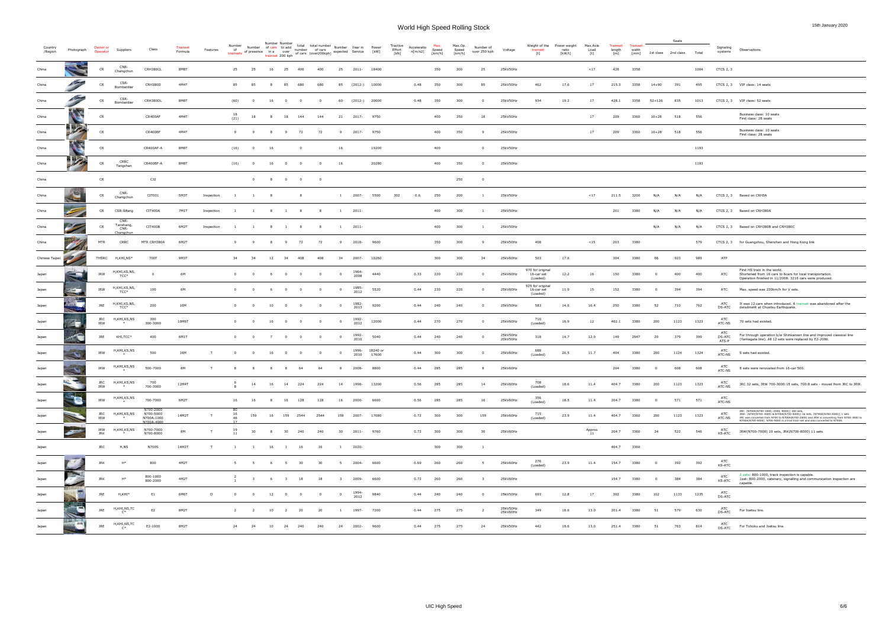# World High Speed Rolling Stock

15th January 2020

| Country /Region | Photograph | Owner or Operator | Suppliers | Class | Trainset Formula | Features | Number of trainsets | Number of presence | Number of cars in a trainset | Number to add over 200 kph | total number of cars | total number of cars (over200kph) | Number expected | Year in Service | Power [kW] | Tractive Effort [kN] | Acceleratio n[m/s2] | Max. Speed [km/h] | Max.Op. Speed [km/h] | Number of over 250 kph | Voltage | Weight of the trainset [t] | Power weight ratio [kW/t] | Max.Axle Load [t] | Trainset length [m] | Trainset width [mm] | Seats 1st class | Seats 2nd class | Seats Total | Signaling systems | Observations |
|---|---|---|---|---|---|---|---|---|---|---|---|---|---|---|---|---|---|---|---|---|---|---|---|---|---|---|---|---|---|---|---|
| China | | CR | CNR-Changchun | CRH380CL | 8M8T | | 25 | 25 | 16 | 25 | 400 | 400 | 25 | 2011- | 18400 | | | 350 | 300 | 25 | 25kV50Hz | | | <17 | 428 | 3358 | | | 1004 | CTCS 2, 3 | |
| China | | CR | CSR-Bombardier | CRH380D | 4M4T | | 85 | 85 | 8 | 85 | 680 | 680 | 85 | (2012-) | 10000 | | 0.48 | 350 | 300 | 85 | 25kV50Hz | 462 | 17.6 | 17 | 215.3 | 3358 | 14+90 | 391 | 495 | CTCS 2, 3 | VIP class: 14 seats |
| China | | CR | CSR-Bombardier | CRH380DL | 8M8T | | (60) | 0 | 16 | 0 | 0 | 0 | 60 | (2012-) | 20000 | | 0.48 | 350 | 300 | 0 | 25kV50Hz | 934 | 19.2 | 17 | 428.1 | 3358 | 52+126 | 835 | 1013 | CTCS 2, 3 | VIP class: 52 seats |
| China | | CR | | CR400AF | 4M4T | | 18 (21) | 18 | 8 | 18 | 144 | 144 | 21 | 2017- | 9750 | | | 400 | 350 | 18 | 25kV50Hz | | | 17 | 209 | 3360 | 10+28 | 518 | 556 | | Business class: 10 seats First class: 28 seats |
| China | | CR | | CR400BF | 4M4T | | 9 | 9 | 8 | 9 | 72 | 72 | 9 | 2017- | 9750 | | | 400 | 350 | 9 | 25kV50Hz | | | 17 | 209 | 3360 | 10+28 | 518 | 556 | | Business class: 10 seats First class: 28 seats |
| China | | CR | | CR400AF-A | 8M8T | | (16) | 0 | 16 | | 0 | | 16 | | 19200 | | | 400 | | 0 | 25kV50Hz | | | | | | | | 1193 | | |
| China | | CR | CRRC Tangshan | CR400BF-A | 8M8T | | (16) | 0 | 16 | 0 | 0 | 0 | 16 | | 20280 | | | 400 | 350 | 0 | 25kV50Hz | | | | | | | | 1193 | | |
| China | | CR | | CJ2 | | | | 0 | 8 | 0 | 0 | 0 | | | | | | | 250 | 0 | | | | | | | | | | | |
| China | | CR | CNR-Changchun | CIT001 | 5M3T | Inspection | 1 | 1 | 8 | | 8 | | 1 | 2007- | 5500 | 302 | 0.6 | 250 | 200 | 1 | 25kV50Hz | | | <17 | 211.5 | 3200 | N/A | N/A | N/A | CTCS 2, 3 | Based on CRH5A |
| China | | CR | CSR-Sifang | CIT400A | 7M1T | Inspection | 1 | 1 | 8 | 1 | 8 | 8 | 1 | 2011- | | | | 400 | 300 | 1 | 25kV50Hz | | | | 201 | 3380 | N/A | N/A | N/A | CTCS 2, 3 | Based on CRH380A |
| China | | CR | CNR-Tangshang, CNR-Changchun | CIT400B | 6M2T | Inspection | 1 | 1 | 8 | 1 | 8 | 8 | 1 | 2011- | | | | 400 | 300 | 1 | 25kV50Hz | | | | | | N/A | N/A | N/A | CTCS 2, 3 | Based on CRH380B and CRH380C |
| China | | MTR | CRRC | MTR CRH380A | 6M2T | | 9 | 9 | 8 | 9 | 72 | 72 | 9 | 2018- | 9600 | | | 350 | 300 | 9 | 25kV50Hz | 408 | | <15 | 203 | 3380 | | | 579 | CTCS 2, 3 | for Guangzhou, Shenzhen and Hong Kong link |
| Chinese Taipei | | THSRC | H,KHI,NS* | 700T | 9M3T | | 34 | 34 | 12 | 34 | 408 | 408 | 34 | 2007- | 10260 | | | 300 | 300 | 34 | 25kV60Hz | 503 | 17.6 | | 304 | 3380 | 66 | 923 | 989 | ATP | |
| Japan | | JRW | H,KHI,KS,NS, TCC* | 0 | 6M | | 0 | 0 | 6 | 0 | 0 | 0 | 0 | 1964-2008 | 4440 | | 0.33 | 220 | 220 | 0 | 25kV60Hz | 970 for original 16-car set (Loaded) | 12.2 | 16 | 150 | 3380 | 0 | 400 | 400 | ATC | First HS train in the world. Shortened from 16 cars to 6cars for local transportation. Operation finished in 11/2008. 3216 cars were produced. |
| Japan | | JRW | H,KHI,KS,NS, TCC* | 100 | 6M | | 0 | 0 | 6 | 0 | 0 | 0 | 0 | 1985-2012 | 5520 | | 0.44 | 230 | 220 | 0 | 25kV60Hz | 925 for original 16-car set (Loaded) | 11.9 | 15 | 152 | 3380 | 0 | 394 | 394 | ATC | Max. speed was 230km/h for V sets. |
| Japan | | JRE | H,KHI,KS,NS, TCC* | 200 | 10M | | 0 | 0 | 10 | 0 | 0 | 0 | 0 | 1982-2013 | 9200 | | 0.44 | 240 | 240 | 0 | 25kV50Hz | 583 | 14.6 | 16.4 | 250 | 3380 | 52 | 710 | 762 | ATC DS-ATC | It was 12 cars when introduced. A trainset was abandoned after the derailment at Chuetsu Earthquake. |
| Japan | | JRC JRW | H,KHI,KS,NS * | 300 300-3000 | 10M6T | | 0 | 0 | 16 | 0 | 0 | 0 | 0 | 1992-2012 | 12000 | | 0.44 | 270 | 270 | 0 | 25kV60Hz | 710 (Loaded) | 16.9 | 12 | 402.1 | 3380 | 200 | 1123 | 1323 | ATC ATC-NS | 70 sets had existed. |
| Japan | | JRE | KHI,TCC* | 400 | 6M1T | | 0 | 0 | 7 | 0 | 0 | 0 | 0 | 1992-2010 | 5040 | | 0.44 | 240 | 240 | 0 | 25kV50Hz 20kV50Hz | 318 | 14.7 | 12.9 | 149 | 2947 | 20 | 379 | 399 | ATC DS-ATC ATS-P | For through operation b/w Shinkansen line and improved classical line (Yamagata line). All 12 sets were replaced by E2-2000. |
| Japan | | JRW | H,KHI,KS,NS * | 500 | 16M | T | 0 | 0 | 16 | 0 | 0 | 0 | 0 | 1996-2010 | 18240 or 17600 | | 0.44 | 300 | 300 | 0 | 25kV60Hz | 688 (Loaded) | 26.5 | 11.7 | 404 | 3380 | 200 | 1124 | 1324 | ATC ATC-NS | 9 sets had existed. |
| Japan | | JRW | H,KHI,KS,NS * | 500-7000 | 8M | T | 8 | 8 | 8 | 8 | 64 | 64 | 8 | 2008- | 8800 | | 0.44 | 285 | 285 | 8 | 25kV60Hz | | | | 204 | 3380 | 0 | 608 | 608 | ATC ATC-NS | 8 sets were renovated from 16-car 500. |
| Japan | | JRC JRW | H,KHI,KS,NS * | 700 700-3000 | 12M4T | | 6 8 | 14 | 16 | 14 | 224 | 224 | 14 | 1998- | 13200 | | 0.56 | 285 | 285 | 14 | 25kV60Hz | 708 (Loaded) | 18.6 | 11.4 | 404.7 | 3380 | 200 | 1123 | 1323 | ATC ATC-NS | JRC 32 sets, JRW 700-3000:15 sets, 700:8 sets - moved from JRC to JRW. |
| Japan | | JRW | H,KHI,KS,NS * | 700-7000 | 6M2T | | 16 | 16 | 8 | 16 | 128 | 128 | 16 | 2000- | 6600 | | 0.56 | 285 | 285 | 16 | 25kV60Hz | 356 (Loaded) | 18.5 | 11.4 | 204.7 | 3380 | 0 | 571 | 571 | ATC ATC-NS | |
| Japan | | JRC JRW | H,KHI,KS,NS * | N700-2000 N700-5000 N700A-1000 N700A-4000 | 14M2T | T | 80 16 46 17 | 159 | 16 | 159 | 2544 | 2544 | 159 | 2007- | 17080 | | 0.72 | 300 | 300 | 159 | 25kV60Hz | 715 (Loaded) | 23.9 | 11.4 | 404.7 | 3360 | 200 | 1123 | 1323 | ATC ATC-NS | JRC: (N700(N700-1000,-2000,-4000)) 100 sets, JRW: (N700(N700-3000) & N700A(N700-5000)) 16 sets, (N700A(N700-4000)) 1 sets JRC was converted from N700 to N700A(N700-2000) and JRW is converting from N700-3000 to N700A(N700-5000). N700-9000 is a trial train-set and also converted to N700A. |
| Japan | | JRW JRK | H,KHI,KS,NS * | N700-7000 N700-8000 | 8M | T | 19 11 | 30 | 8 | 30 | 240 | 240 | 30 | 2011- | 9760 | | 0.72 | 300 | 300 | 30 | 25kV60Hz | | | Approx 11 | 204.7 | 3360 | 24 | 522 | 546 | ATC KS-ATC | JRW(N700-7000) 19 sets, JRK(N700-8000) 11 sets |
| Japan | | JRC | H,NS | N700S | 14M2T | T | 1 | 1 | 16 | 1 | 16 | 16 | 1 | 2020- | | | | 300 | 300 | 1 | | | | | 404.7 | 3360 | | | | | |
| Japan | | JRK | H* | 800 | 4M2T | | 5 | 5 | 6 | 5 | 30 | 30 | 5 | 2004- | 6600 | | 0.69 | 260 | 260 | 5 | 25kV60Hz | 276 (Loaded) | 23.9 | 11.4 | 154.7 | 3380 | 0 | 392 | 392 | ATC KS-ATC | |
| Japan | | JRK | H* | 800-1000 800-2000 | 4M2T | | 2 1 | 3 | 6 | 3 | 18 | 18 | 3 | 2009- | 6600 | | 0.72 | 260 | 260 | 3 | 25kV60Hz | | | | 154.7 | 3380 | 0 | 384 | 384 | ATC KS-ATC | 2 sets: 800-1000, track inspection is capable. 1set: 800-2000, catenary, signalling and communication inspection are capable. |
| Japan | | JRE | H,KHI* | E1 | 6M6T | D | 0 | 0 | 12 | 0 | 0 | 0 | 0 | 1994-2012 | 9840 | | 0.44 | 240 | 240 | 0 | 25kV50Hz | 693 | 12.8 | 17 | 302 | 3380 | 102 | 1133 | 1235 | ATC DS-ATC | |
| Japan | | JRE | H,KHI,NS,TC C* | E2 | 8M2T | | 2 | 2 | 10 | 2 | 20 | 20 | 1 | 1997- | 7200 | | 0.44 | 275 | 275 | 2 | 25kV50Hz 25kV60Hz | 349 | 18.6 | 13.0 | 201.4 | 3380 | 51 | 579 | 630 | ATC DS-ATC | For Joetsu line. |
| Japan | | JRE | H,KHI,NS,TC C* | E2-1000 | 8M2T | | 24 | 24 | 10 | 24 | 240 | 240 | 24 | 2002- | 9600 | | 0.44 | 275 | 275 | 24 | 25kV50Hz | 442 | 19.6 | 13.0 | 251.4 | 3380 | 51 | 763 | 814 | ATC DS-ATC | For Tohoku and Joetsu line. |

UIC High Speed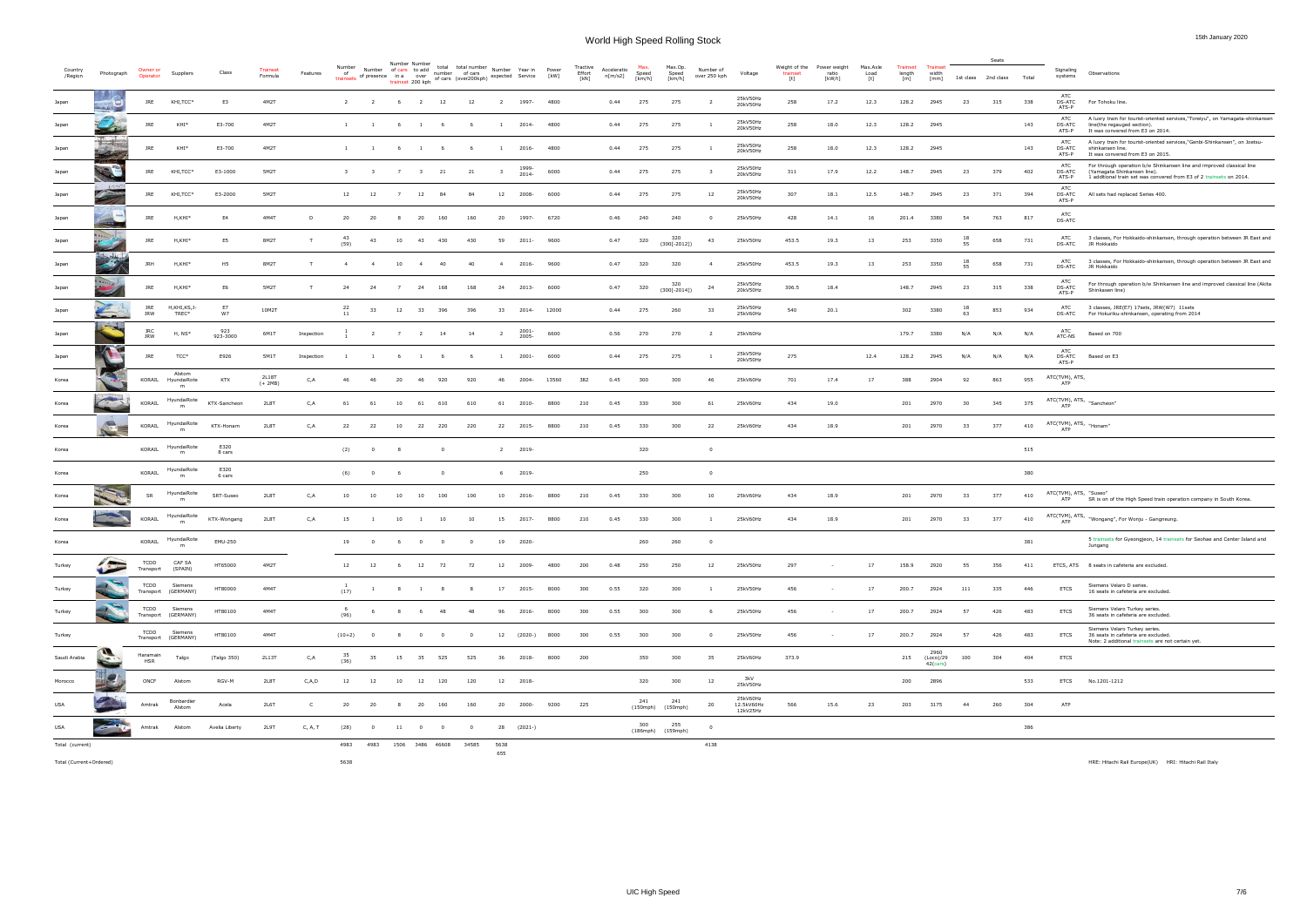# World High Speed Rolling Stock

15th January 2020

| Country /Region | Photograph | Owner or Operator | Suppliers | Class | Trainset Formula | Features | Number of trainsets | Number of presence | Number of cars in a trainset | Number to add over 200 kph | total number of cars | total number of cars (over200kph) | Number expected | Year in Service | Power [kW] | Tractive Effort [kN] | Acceleratio n[m/s2] | Max. Speed [km/h] | Max.Op. Speed [km/h] | Number of over 250 kph | Voltage | Weight of the trainset [t] | Power weight ratio [kW/t] | Max.Axle Load [t] | Trainset length [m] | Trainset width [mm] | Seats 1st class | Seats 2nd class | Seats Total | Signaling systems | Observations |
|---|---|---|---|---|---|---|---|---|---|---|---|---|---|---|---|---|---|---|---|---|---|---|---|---|---|---|---|---|---|---|---|
| Japan | | JRE | KHI,TCC* | E3 | 4M2T | | 2 | 2 | 6 | 2 | 12 | 12 | 2 | 1997- | 4800 | | 0.44 | 275 | 275 | 2 | 25kV50Hz 20kV50Hz | 258 | 17.2 | 12.3 | 128.2 | 2945 | 23 | 315 | 338 | ATC DS-ATC ATS-P | For Tohoku line. |
| Japan | | JRE | KHI* | E3-700 | 4M2T | | 1 | 1 | 6 | 1 | 6 | 6 | 1 | 2014- | 4800 | | 0.44 | 275 | 275 | 1 | 25kV50Hz 20kV50Hz | 258 | 18.0 | 12.3 | 128.2 | 2945 | | | 143 | ATC DS-ATC ATS-P | A luxry train for tourist-oriented services,"Toreiyu", on Yamagata-shinkansen line(the regauged section). It was converted from E3 on 2014. |
| Japan | | JRE | KHI* | E3-700 | 4M2T | | 1 | 1 | 6 | 1 | 6 | 6 | 1 | 2016- | 4800 | | 0.44 | 275 | 275 | 1 | 25kV50Hz 20kV50Hz | 258 | 18.0 | 12.3 | 128.2 | 2945 | | | 143 | ATC DS-ATC ATS-P | A luxry train for tourist-oriented services,"Genbi-Shinkansen", on Joetsu-shinkansen line. It was converred from E3 on 2015. |
| Japan | | JRE | KHI,TCC* | E3-1000 | 5M2T | | 3 | 3 | 7 | 3 | 21 | 21 | 3 | 1999-2014- | 6000 | | 0.44 | 275 | 275 | 3 | 25kV50Hz 20kV50Hz | 311 | 17.9 | 12.2 | 148.7 | 2945 | 23 | 379 | 402 | ATC DS-ATC ATS-P | For through operation b/w Shinkansen line and improved classical line (Yamagata Shinkansen line). 1 additional train set was converted from E3 of 2 trainsets on 2014. |
| Japan | | JRE | KHI,TCC* | E3-2000 | 5M2T | | 12 | 12 | 7 | 12 | 84 | 84 | 12 | 2008- | 6000 | | 0.44 | 275 | 275 | 12 | 25kV50Hz 20kV50Hz | 307 | 18.1 | 12.5 | 148.7 | 2945 | 23 | 371 | 394 | ATC DS-ATC ATS-P | All sets had replaced Series 400. |
| Japan | | JRE | H,KHI* | E4 | 4M4T | D | 20 | 20 | 8 | 20 | 160 | 160 | 20 | 1997- | 6720 | | 0.46 | 240 | 240 | 0 | 25kV50Hz | 428 | 14.1 | 16 | 201.4 | 3380 | 54 | 763 | 817 | ATC DS-ATC | |
| Japan | | JRE | H,KHI* | E5 | 8M2T | T | 43 (59) | 43 | 10 | 43 | 430 | 430 | 59 | 2011- | 9600 | | 0.47 | 320 | 320 (300[-2012]) | 43 | 25kV50Hz | 453.5 | 19.3 | 13 | 253 | 3350 | 18 55 | 658 | 731 | ATC DS-ATC | 3 classes, For Hokkaido-shinkansen, through operation between JR East and JR Hokkaido |
| Japan | | JRH | H,KHI* | H5 | 8M2T | T | 4 | 4 | 10 | 4 | 40 | 40 | 4 | 2016- | 9600 | | 0.47 | 320 | 320 | 4 | 25kV50Hz | 453.5 | 19.3 | 13 | 253 | 3350 | 18 55 | 658 | 731 | ATC DS-ATC | 3 classes, For Hokkaido-shinkansen, through operation between JR East and JR Hokkaido |
| Japan | | JRE | H,KHI* | E6 | 5M2T | T | 24 | 24 | 7 | 24 | 168 | 168 | 24 | 2013- | 6000 | | 0.47 | 320 | 320 (300[-2014]) | 24 | 25kV50Hz 20kV50Hz | 306.5 | 18.4 | | 148.7 | 2945 | 23 | 315 | 338 | ATC DS-ATC ATS-P | For through operation b/w Shinkansen line and improved classical line (Akita Shinkansen line) |
| Japan | | JRE JRW | H,KHI,KS,J-TREC* | E7 W7 | 10M2T | | 22 11 | 33 | 12 | 33 | 396 | 396 | 33 | 2014- | 12000 | | 0.44 | 275 | 260 | 33 | 25kV50Hz 25kV60Hz | 540 | 20.1 | | 302 | 3380 | 18 63 | 853 | 934 | ATC DS-ATC | 3 classes, JRE(E7) 17sets, JRW(W7) 11sets For Hokuriku-shinkansen, operating from 2014 |
| Japan | | JRC JRW | H, NS* | 923 923-3000 | 6M1T | Inspection | 1 1 | 2 | 7 | 2 | 14 | 14 | 2 | 2001-2005- | 6600 | | 0.56 | 270 | 270 | 2 | 25kV60Hz | | | | 179.7 | 3380 | N/A | N/A | N/A | ATC ATC-NS | Based on 700 |
| Japan | | JRE | TCC* | E926 | 5M1T | Inspection | 1 | 1 | 6 | 1 | 6 | 6 | 1 | 2001- | 6000 | | 0.44 | 275 | 275 | 1 | 25kV50Hz 20kV50Hz | 275 | | 12.4 | 128.2 | 2945 | N/A | N/A | N/A | ATC DS-ATC ATS-P | Based on E3 |
| Korea | | KORAIL | Alstom HyundaiRotem | KTX | 2L18T (+ 2MB) | C,A | 46 | 46 | 20 | 46 | 920 | 920 | 46 | 2004- | 13560 | 382 | 0.45 | 300 | 300 | 46 | 25kV60Hz | 701 | 17.4 | 17 | 388 | 2904 | 92 | 863 | 955 | ATC(TVM), ATS, ATP | |
| Korea | | KORAIL | HyundaiRotem | KTX-Sancheon | 2L8T | C,A | 61 | 61 | 10 | 61 | 610 | 610 | 61 | 2010- | 8800 | 210 | 0.45 | 330 | 300 | 61 | 25kV60Hz | 434 | 19.0 | | 201 | 2970 | 30 | 345 | 375 | ATC(TVM), ATS, ATP | "Sancheon" |
| Korea | | KORAIL | HyundaiRotem | KTX-Honam | 2L8T | C,A | 22 | 22 | 10 | 22 | 220 | 220 | 22 | 2015- | 8800 | 210 | 0.45 | 330 | 300 | 22 | 25kV60Hz | 434 | 18.9 | | 201 | 2970 | 33 | 377 | 410 | ATC(TVM), ATS, ATP | "Honam" |
| Korea | | KORAIL | HyundaiRotem | E320 6 cars | | | (2) | 0 | 8 | | 0 | | 2 | 2019- | | | | 320 | | 0 | | | | | | | | | 515 | | |
| Korea | | KORAIL | HyundaiRotem | E320 6 cars | | | (6) | 0 | 6 | | 0 | | 6 | 2019- | | | | 250 | | 0 | | | | | | | | | 380 | | |
| Korea | | SR | HyundaiRotem | SRT-Suseo | 2L8T | C,A | 10 | 10 | 10 | 10 | 100 | 100 | 10 | 2016- | 8800 | 210 | 0.45 | 330 | 300 | 10 | 25kV60Hz | 434 | 18.9 | | 201 | 2970 | 33 | 377 | 410 | ATC(TVM), ATS, ATP | "Suseo" SR is on of the High Speed train operation company in South Korea. |
| Korea | | KORAIL | HyundaiRotem | KTX-Wongang | 2L8T | C,A | 15 | 1 | 10 | 1 | 10 | 10 | 15 | 2017- | 8800 | 210 | 0.45 | 330 | 300 | 1 | 25kV60Hz | 434 | 18.9 | | 201 | 2970 | 33 | 377 | 410 | ATC(TVM), ATS, ATP | "Wongang", For Wonju - Gangneung. |
| Korea | | KORAIL | HyundaiRotem | EMU-250 | | | 19 | 0 | 6 | 0 | 0 | 0 | 19 | 2020- | | | | 260 | 260 | 0 | | | | | | | | | 381 | | 5 trainsets for Gyeongjeon, 14 trainsets for Seohae and Center Island and Jungang |
| Turkey | | TCDD Transport | CAF SA (SPAIN) | HT65000 | 4M2T | | 12 | 12 | 6 | 12 | 72 | 72 | 12 | 2009- | 4800 | 200 | 0.48 | 250 | 250 | 12 | 25kV50Hz | 297 | - | 17 | 158.9 | 2920 | 55 | 356 | 411 | ETCS, ATS | 8 seats in cafeteria are excluded. |
| Turkey | | TCDD Transport | Siemens (GERMANY) | HT80000 | 4M4T | | 1 (17) | 1 | 8 | 1 | 8 | 8 | 17 | 2015- | 8000 | 300 | 0.55 | 320 | 300 | 1 | 25kV50Hz | 456 | - | 17 | 200.7 | 2924 | 111 | 335 | 446 | ETCS | Siemens Velaro D series. 16 seats in cafeteria are excluded. |
| Turkey | | TCDD Transport | Siemens (GERMANY) | HT80100 | 4M4T | | 6 (96) | 6 | 8 | 6 | 48 | 48 | 96 | 2016- | 8000 | 300 | 0.55 | 300 | 300 | 6 | 25kV50Hz | 456 | - | 17 | 200.7 | 2924 | 57 | 426 | 483 | ETCS | Siemens Velaro Turkey series. 36 seats in cafeteria are excluded. |
| Turkey | | TCDD Transport | Siemens (GERMANY) | HT80100 | 4M4T | | (10+2) | 0 | 8 | 0 | 0 | 0 | 12 | (2020-) | 8000 | 300 | 0.55 | 300 | 300 | 0 | 25kV50Hz | 456 | - | 17 | 200.7 | 2924 | 57 | 426 | 483 | ETCS | Siemens Velaro Turkey series. 36 seats in cafeteria are excluded. Note: 2 additional trainsets are not certain yet. |
| Saudi Arabia | | Haramain HSR | Talgo | (Talgo 350) | 2L13T | C,A | 35 (36) | 35 | 15 | 35 | 525 | 525 | 36 | 2018- | 8000 | 200 | | 350 | 300 | 35 | 25kV60Hz | 373.9 | | | 215 | 2960 (Loco)/29 42(cars) | 100 | 304 | 404 | ETCS | |
| Morocco | | ONCF | Alstom | RGV-M | 2L8T | C,A,D | 12 | 12 | 10 | 12 | 120 | 120 | 12 | 2018- | | | | 320 | 300 | 12 | 3kV 25kV50Hz | | | | 200 | 2896 | | | 533 | ETCS | No.1201-1212 |
| USA | | Amtrak | Bonbardier Alstom | Acela | 2L6T | C | 20 | 20 | 8 | 20 | 160 | 160 | 20 | 2000- | 9200 | 225 | | 241 (150mph) | 241 (150mph) | 20 | 25kV60Hz 12.5kV60Hz 12kV25Hz | 566 | 15.6 | 23 | 203 | 3175 | 44 | 260 | 304 | ATP | |
| USA | | Amtrak | Alstom | Avelia Liberty | 2L9T | C, A, T | (28) | 0 | 11 | 0 | 0 | 0 | 28 | (2021-) | | | | 300 (186mph) | 255 (159mph) | 0 | | | | | | | | | 386 | | |
| Total (current) | | | | | | | 4983 | 4983 | 1506 | 3486 | 46608 | 34585 | 5638 655 | | | | | | | 4138 | | | | | | | | | | | |
| Total (Current+Ordered) | | | | | | | 5638 | | | | | | | | | | | | | | | | | | | | | | | | HRE: Hitachi Rail Europe(UK) HRI: Hitachi Rail Italy |

UIC High Speed